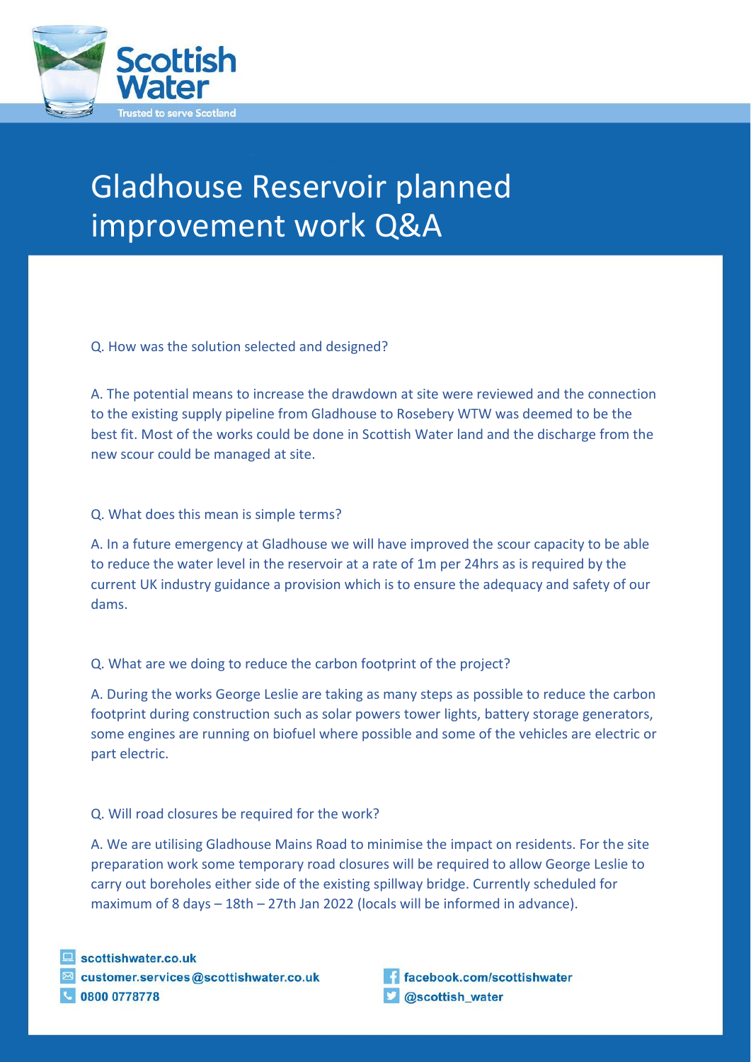# Gladhouse Reservoir planned improvement work Q&A

Q. How was the solution selected and designed?

A. The potential means to increase the drawdown at site were reviewed and the connection to the existing supply pipeline from Gladhouse to Rosebery WTW was deemed to be the best fit. Most of the works could be done in Scottish Water land and the discharge from the new scour could be managed at site.

Q. What does this mean is simple terms?

A. In a future emergency at Gladhouse we will have improved the scour capacity to be able to reduce the water level in the reservoir at a rate of 1m per 24hrs as is required by the current UK industry guidance a provision which is to ensure the adequacy and safety of our dams.

Q. What are we doing to reduce the carbon footprint of the project?

A. During the works George Leslie are taking as many steps as possible to reduce the carbon footprint during construction such as solar powers tower lights, battery storage generators, some engines are running on biofuel where possible and some of the vehicles are electric or part electric.

Q. Will road closures be required for the work?

A. We are utilising Gladhouse Mains Road to minimise the impact on residents. For the site preparation work some temporary road closures will be required to allow George Leslie to carry out boreholes either side of the existing spillway bridge. Currently scheduled for maximum of 8 days – 18th – 27th Jan 2022 (locals will be informed in advance).

scottishwater.co.uk
customer.services@scottishwater.co.uk
0800 0778778
facebook.com/scottishwater
@scottish_water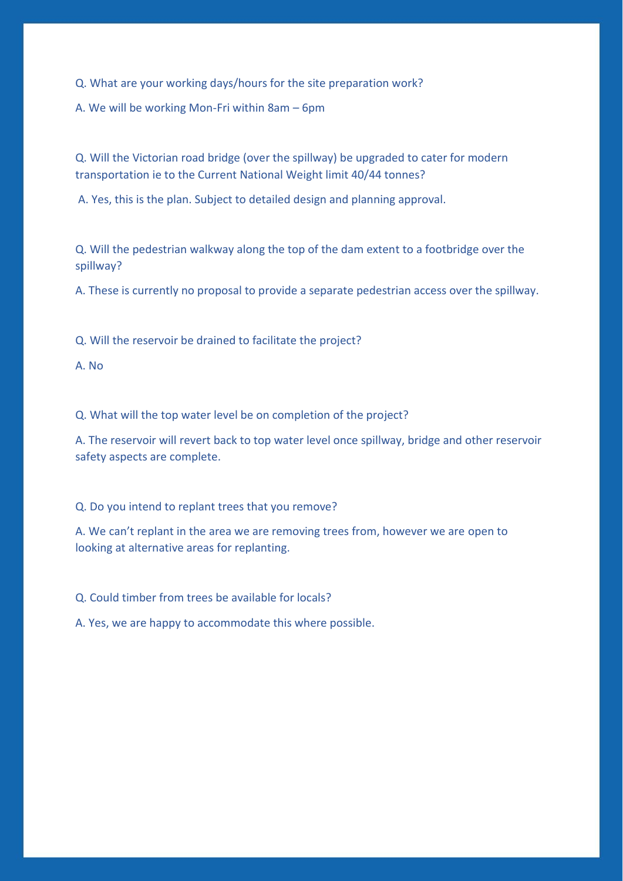Q. What are your working days/hours for the site preparation work?

A. We will be working Mon-Fri within 8am – 6pm

Q. Will the Victorian road bridge (over the spillway) be upgraded to cater for modern transportation ie to the Current National Weight limit 40/44 tonnes?

A. Yes, this is the plan. Subject to detailed design and planning approval.

Q. Will the pedestrian walkway along the top of the dam extent to a footbridge over the spillway?

A. These is currently no proposal to provide a separate pedestrian access over the spillway.

Q. Will the reservoir be drained to facilitate the project?

A. No

Q. What will the top water level be on completion of the project?

A. The reservoir will revert back to top water level once spillway, bridge and other reservoir safety aspects are complete.

Q. Do you intend to replant trees that you remove?

A. We can't replant in the area we are removing trees from, however we are open to looking at alternative areas for replanting.

Q. Could timber from trees be available for locals?

A. Yes, we are happy to accommodate this where possible.